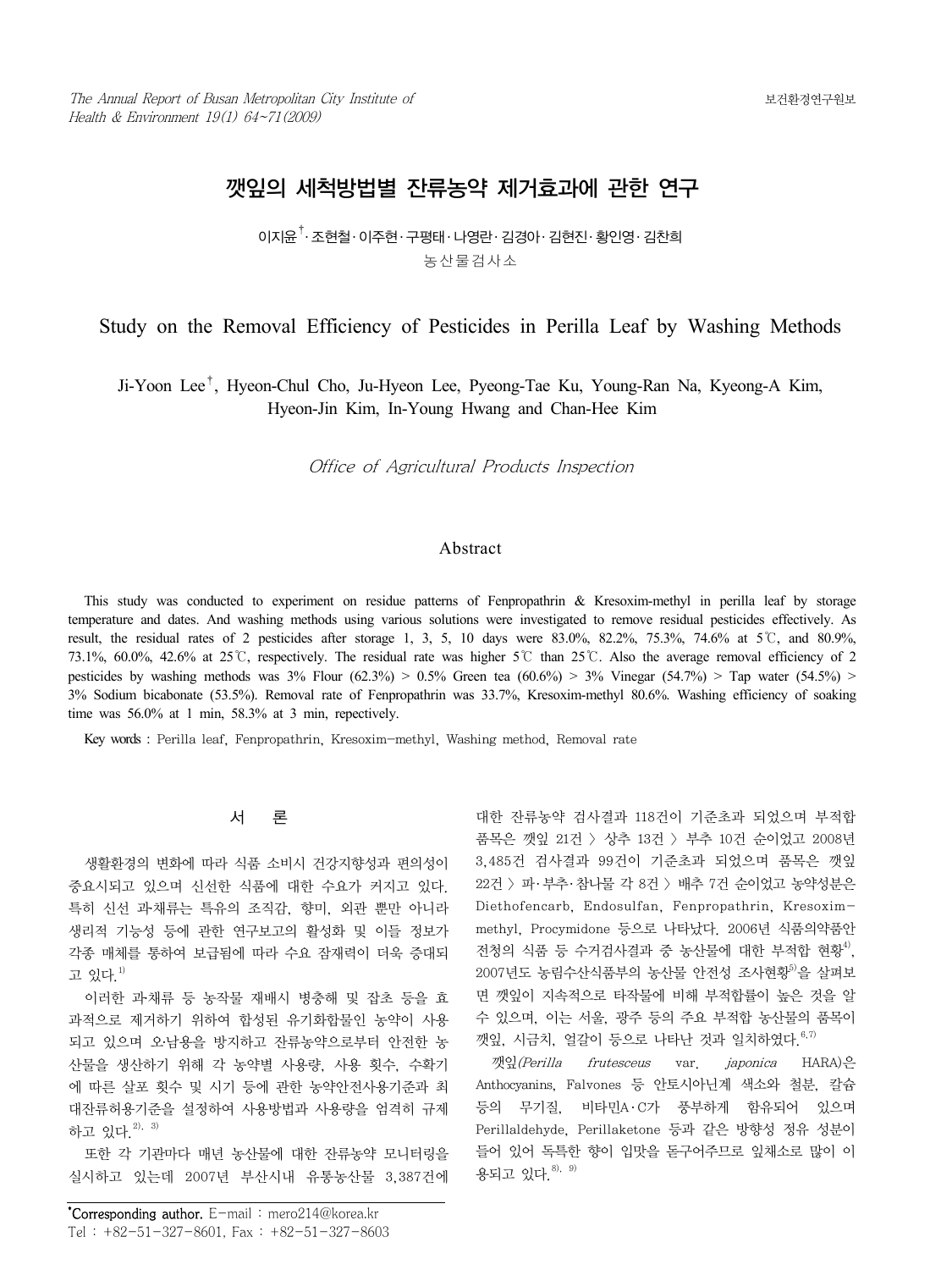# 깻잎의 세척방법별 잔류농약 제거효과에 관한 연구

이지윤[†]·조현철·이주현·구평태·나영란·김경아·김현진·황인영·김찬희

농산물검사소

# Study on the Removal Efficiency of Pesticides in Perilla Leaf by Washing Methods

Ji-Yoon Lee[†], Hyeon-Chul Cho, Ju-Hyeon Lee, Pyeong-Tae Ku, Young-Ran Na, Kyeong-A Kim, Hyeon-Jin Kim, In-Young Hwang and Chan-Hee Kim

*Office of Agricultural Products Inspection*

## Abstract

This study was conducted to experiment on residue patterns of Fenpropathrin & Kresoxim-methyl in perilla leaf by storage temperature and dates. And washing methods using various solutions were investigated to remove residual pesticides effectively. As result, the residual rates of 2 pesticides after storage 1, 3, 5, 10 days were 83.0%, 82.2%, 75.3%, 74.6% at 5℃, and 80.9%, 73.1%, 60.0%, 42.6% at 25℃, respectively. The residual rate was higher 5℃ than 25℃. Also the average removal efficiency of 2 pesticides by washing methods was 3% Flour (62.3%) > 0.5% Green tea (60.6%) > 3% Vinegar (54.7%) > Tap water (54.5%) > 3% Sodium bicabonate (53.5%). Removal rate of Fenpropathrin was 33.7%, Kresoxim-methyl 80.6%. Washing efficiency of soaking time was 56.0% at 1 min, 58.3% at 3 min, repectively.

Key words : Perilla leaf, Fenpropathrin, Kresoxim-methyl, Washing method, Removal rate

## 서 론

생활환경의 변화에 따라 식품 소비시 건강지향성과 편의성이 중요시되고 있으며 신선한 식품에 대한 수요가 커지고 있다. 특히 신선 과채류는 특유의 조직감, 향미, 외관 뿐만 아니라 생리적 기능성 등에 관한 연구보고의 활성화 및 이들 정보가 각종 매체를 통하여 보급됨에 따라 수요 잠재력이 더욱 증대되고 있다.[1)]

이러한 과채류 등 농작물 재배시 병충해 및 잡초 등을 효과적으로 제거하기 위하여 합성된 유기화합물인 농약이 사용되고 있으며 오·남용을 방지하고 잔류농약으로부터 안전한 농산물을 생산하기 위해 각 농약별 사용량, 사용 횟수, 수확기에 따른 살포 횟수 및 시기 등에 관한 농약안전사용기준과 최대잔류허용기준을 설정하여 사용방법과 사용량을 엄격히 규제하고 있다.[2), 3)]

또한 각 기관마다 매년 농산물에 대한 잔류농약 모니터링을 실시하고 있는데 2007년 부산시내 유통농산물 3,387건에 대한 잔류농약 검사결과 118건이 기준초과 되었으며 부적합 품목은 깻잎 21건 〉 상추 13건 〉 부추 10건 순이었고 2008년 3,485건 검사결과 99건이 기준초과 되었으며 품목은 깻잎 22건 〉 파·부추·참나물 각 8건 〉 배추 7건 순이었고 농약성분은 Diethofencarb, Endosulfan, Fenpropathrin, Kresoxim-methyl, Procymidone 등으로 나타났다. 2006년 식품의약품안전청의 식품 등 수거검사결과 중 농산물에 대한 부적합 현황[4)], 2007년도 농림수산식품부의 농산물 안전성 조사현황[5)]을 살펴보면 깻잎이 지속적으로 타작물에 비해 부적합률이 높은 것을 알 수 있으며, 이는 서울, 광주 등의 주요 부적합 농산물의 품목이 깻잎, 시금치, 얼갈이 등으로 나타난 것과 일치하였다.[6),7)]

깻잎(*Perilla frutesceus* var. *japonica* HARA)은 Anthocyanins, Falvones 등 안토시아닌계 색소와 철분, 칼슘 등의 무기질, 비타민A·C가 풍부하게 함유되어 있으며 Perillaldehyde, Perillaketone 등과 같은 방향성 정유 성분이 들어 있어 독특한 향이 입맛을 돋구어주므로 잎채소로 많이 이용되고 있다.[8), 9)]

---

*Corresponding author. E-mail : mero214@korea.kr
Tel : +82-51-327-8601, Fax : +82-51-327-8603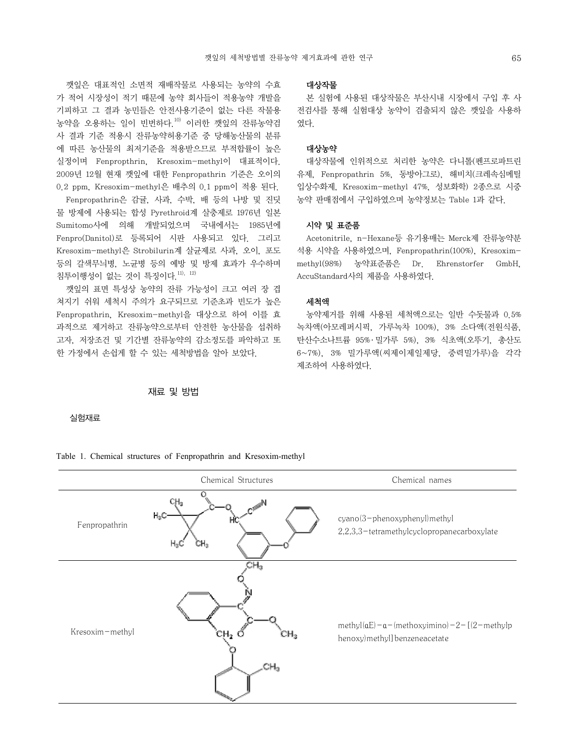깻잎은 대표적인 소면적 재배작물로 사용되는 농약의 수효가 적어 시장성이 적기 때문에 농약 회사들이 적용농약 개발을 기피하고 그 결과 농민들은 안전사용기준이 없는 다른 작물용 농약을 오용하는 일이 빈번하다.[10] 이러한 깻잎의 잔류농약검사 결과 기준 적용시 잔류농약허용기준 중 당해농산물의 분류에 따른 농산물의 최저기준을 적용받으므로 부적합률이 높은 실정이며 Fenpropthrin, Kresoxim-methyl이 대표적이다. 2009년 12월 현재 깻잎에 대한 Fenpropathrin 기준은 오이의 0.2 ppm, Kresoxim-methyl은 배추의 0.1 ppm이 적용 된다.

Fenpropathrin은 감귤, 사과, 수박, 배 등의 나방 및 진딧물 방제에 사용되는 합성 Pyrethroid계 살충제로 1976년 일본 Sumitomo사에 의해 개발되었으며 국내에서는 1985년에 Fenpro(Danitol)로 등록되어 시판 사용되고 있다. 그리고 Kresoxim-methyl은 Strobilurin계 살균제로 사과, 오이, 포도 등의 갈색무늬병, 노균병 등의 예방 및 방제 효과가 우수하며 침투이행성이 없는 것이 특징이다.[11, 12]

깻잎의 표면 특성상 농약의 잔류 가능성이 크고 여러 장 겹쳐지기 쉬워 세척시 주의가 요구되므로 기준초과 빈도가 높은 Fenpropathrin, Kresoxim-methyl을 대상으로 하여 이를 효과적으로 제거하고 잔류농약으로부터 안전한 농산물을 섭취하고자, 저장조건 및 기간별 잔류농약의 감소정도를 파악하고 또한 가정에서 손쉽게 할 수 있는 세척방법을 알아 보았다.

## 재료 및 방법

### 실험재료

#### 대상작물

본 실험에 사용된 대상작물은 부산시내 시장에서 구입 후 사전검사를 통해 실험대상 농약이 검출되지 않은 깻잎을 사용하였다.

#### 대상농약

대상작물에 인위적으로 처리한 농약은 다니톨(펜프로파트린 유제, Fenpropathrin 5%, 동방아그로), 해비치(크레속심메틸 입상수화제, Kresoxim-methyl 47%, 성보화학) 2종으로 시중 농약 판매점에서 구입하였으며 농약정보는 Table 1과 같다.

#### 시약 및 표준품

Acetonitrile, n-Hexane등 유기용매는 Merck제 잔류농약분석용 시약을 사용하였으며, Fenpropathrin(100%), Kresoxim-methyl(98%) 농약표준품은 Dr. Ehrenstorfer GmbH, AccuStandard사의 제품을 사용하였다.

#### 세척액

농약제거를 위해 사용된 세척액으로는 일반 수돗물과 0.5% 녹차액(아모레퍼시픽, 가루녹차 100%), 3% 소다액(전원식품, 탄산수소나트륨 95%·밀가루 5%), 3% 식초액(오뚜기, 총산도 6~7%), 3% 밀가루액(씨제이제일제당, 중력밀가루)을 각각 제조하여 사용하였다.

Table 1. Chemical structures of Fenpropathrin and Kresoxim-methyl

| | Chemical Structures | Chemical names |
|---|---|---|
| Fenpropathrin | | cyano(3-phenoxyphenyl)methyl 2,2,3,3-tetramethylcyclopropanecarboxylate |
| Kresoxim-methyl | | methyl(αE)-α-(methoxyimino)-2-[(2-methylphenoxy)methyl]benzeneacetate |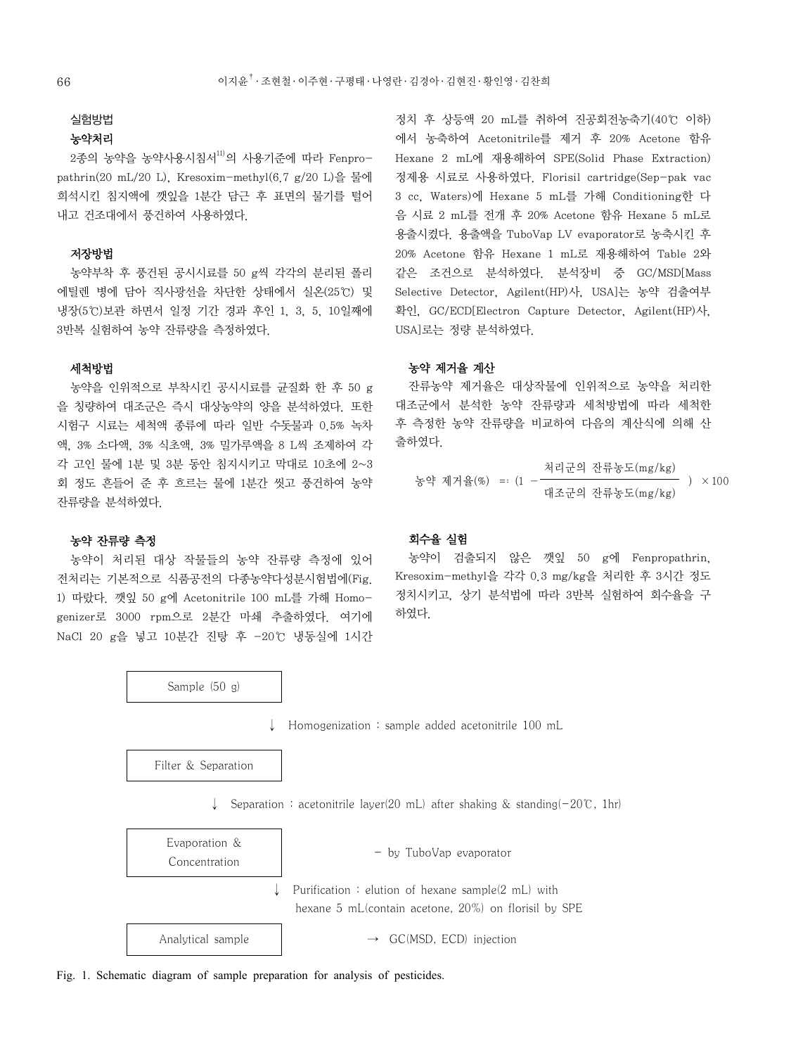## 실험방법

### 농약처리

2종의 농약을 농약사용지침서[11]의 사용기준에 따라 Fenpropathrin(20 mL/20 L), Kresoxim-methyl(6.7 g/20 L)을 물에 희석시킨 침지액에 깻잎을 1분간 담근 후 표면의 물기를 털어 내고 건조대에서 풍건하여 사용하였다.

### 저장방법

농약부착 후 풍건된 공시시료를 50 g씩 각각의 분리된 폴리에틸렌 병에 담아 직사광선을 차단한 상태에서 실온(25℃) 및 냉장(5℃)보관 하면서 일정 기간 경과 후인 1, 3, 5, 10일째에 3반복 실험하여 농약 잔류량을 측정하였다.

### 세척방법

농약을 인위적으로 부착시킨 공시시료를 균질화 한 후 50 g을 칭량하여 대조군은 즉시 대상농약의 양을 분석하였다. 또한 시험구 시료는 세척액 종류에 따라 일반 수돗물과 0.5% 녹차액, 3% 소다액, 3% 식초액, 3% 밀가루액을 8 L씩 조제하여 각각 고인 물에 1분 및 3분 동안 침지시키고 막대로 10초에 2~3회 정도 흔들어 준 후 흐르는 물에 1분간 씻고 풍건하여 농약 잔류량을 분석하였다.

### 농약 잔류량 측정

농약이 처리된 대상 작물들의 농약 잔류량 측정에 있어 전처리는 기본적으로 식품공전의 다종농약다성분시험법에(Fig. 1) 따랐다. 깻잎 50 g에 Acetonitrile 100 mL를 가해 Homogenizer로 3000 rpm으로 2분간 마쇄 추출하였다. 여기에 NaCl 20 g을 넣고 10분간 진탕 후 −20℃ 냉동실에 1시간 정치 후 상등액 20 mL를 취하여 진공회전농축기(40℃ 이하)에서 농축하여 Acetonitrile를 제거 후 20% Acetone 함유 Hexane 2 mL에 재용해하여 SPE(Solid Phase Extraction) 정제용 시료로 사용하였다. Florisil cartridge(Sep-pak vac 3 cc, Waters)에 Hexane 5 mL를 가해 Conditioning한 다음 시료 2 mL를 전개 후 20% Acetone 함유 Hexane 5 mL로 용출시켰다. 용출액을 TuboVap LV evaporator로 농축시킨 후 20% Acetone 함유 Hexane 1 mL로 재용해하여 Table 2와 같은 조건으로 분석하였다. 분석장비 중 GC/MSD[Mass Selective Detector, Agilent(HP)사, USA]는 농약 검출여부 확인, GC/ECD[Electron Capture Detector, Agilent(HP)사, USA]로는 정량 분석하였다.

### 농약 제거율 계산

잔류농약 제거율은 대상작물에 인위적으로 농약을 처리한 대조군에서 분석한 농약 잔류량과 세척방법에 따라 세척한 후 측정한 농약 잔류량을 비교하여 다음의 계산식에 의해 산출하였다.

$$\text{농약 제거율(\%)} = \left(1 - \frac{\text{처리군의 잔류농도(mg/kg)}}{\text{대조군의 잔류농도(mg/kg)}}\right) \times 100$$

### 회수율 실험

농약이 검출되지 않은 깻잎 50 g에 Fenpropathrin, Kresoxim-methyl을 각각 0.3 mg/kg을 처리한 후 3시간 정도 정치시키고, 상기 분석법에 따라 3반복 실험하여 회수율을 구하였다.

Sample (50 g)

↓ Homogenization : sample added acetonitrile 100 mL

Filter & Separation

↓ Separation : acetonitrile layer(20 mL) after shaking & standing(−20℃, 1hr)

Evaporation & Concentration — by TuboVap evaporator

↓ Purification : elution of hexane sample(2 mL) with hexane 5 mL(contain acetone, 20%) on florisil by SPE

Analytical sample → GC(MSD, ECD) injection

Fig. 1. Schematic diagram of sample preparation for analysis of pesticides.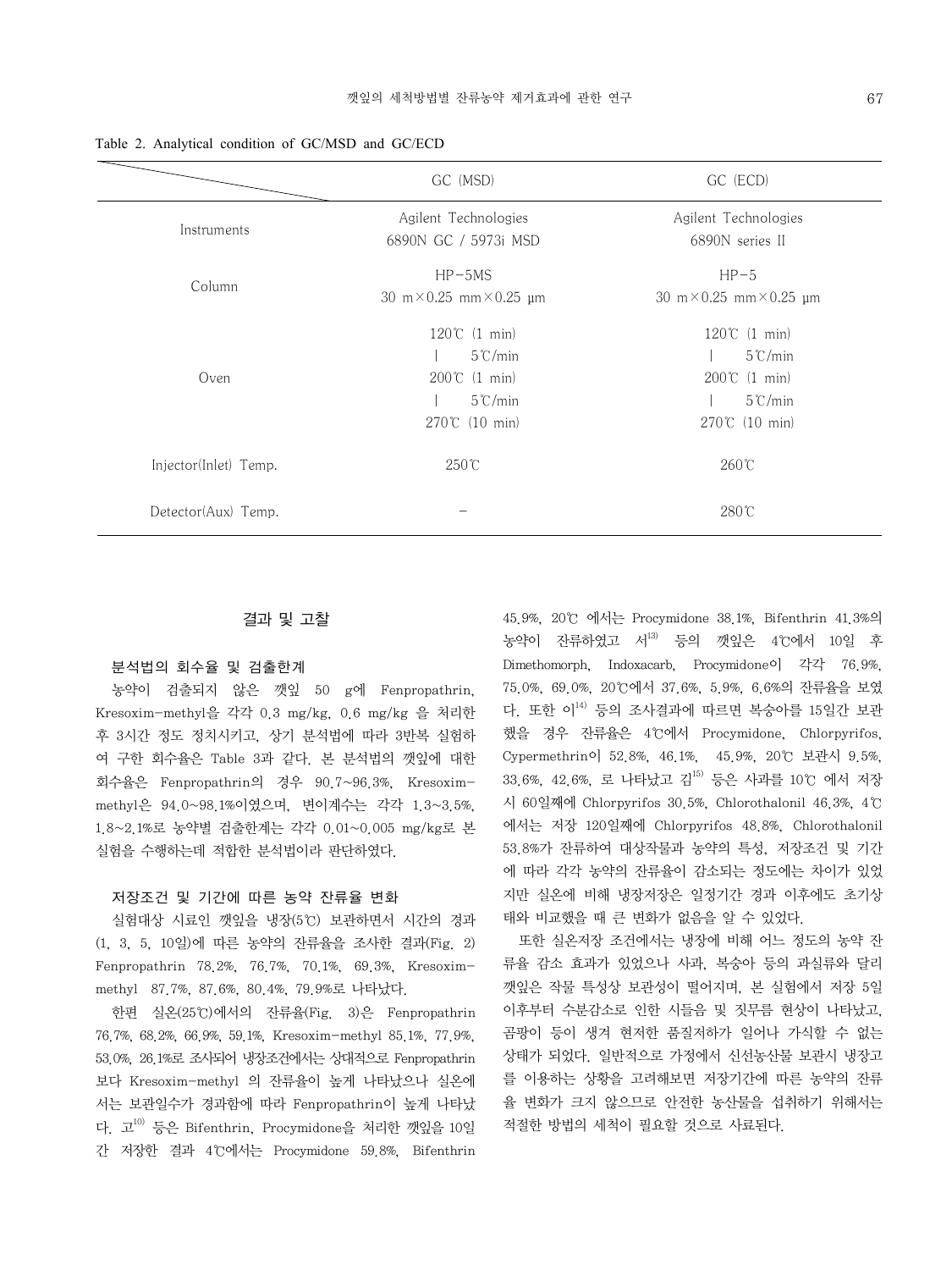Table 2. Analytical condition of GC/MSD and GC/ECD

| | GC (MSD) | GC (ECD) |
|---|---|---|
| Instruments | Agilent Technologies 6890N GC / 5973i MSD | Agilent Technologies 6890N series II |
| Column | HP-5MS 30 m×0.25 mm×0.25 μm | HP-5 30 m×0.25 mm×0.25 μm |
| Oven | 120℃ (1 min) ∣ 5℃/min 200℃ (1 min) ∣ 5℃/min 270℃ (10 min) | 120℃ (1 min) ∣ 5℃/min 200℃ (1 min) ∣ 5℃/min 270℃ (10 min) |
| Injector(Inlet) Temp. | 250℃ | 260℃ |
| Detector(Aux) Temp. | - | 280℃ |

## 결과 및 고찰

### 분석법의 회수율 및 검출한계

농약이 검출되지 않은 깻잎 50 g에 Fenpropathrin, Kresoxim-methyl을 각각 0.3 mg/kg, 0.6 mg/kg 을 처리한 후 3시간 정도 정치시키고, 상기 분석법에 따라 3반복 실험하여 구한 회수율은 Table 3과 같다. 본 분석법의 깻잎에 대한 회수율은 Fenpropathrin의 경우 90.7~96.3%, Kresoxim-methyl은 94.0~98.1%이였으며, 변이계수는 각각 1.3~3.5%, 1.8~2.1%로 농약별 검출한계는 각각 0.01~0.005 mg/kg로 본 실험을 수행하는데 적합한 분석법이라 판단하였다.

### 저장조건 및 기간에 따른 농약 잔류율 변화

실험대상 시료인 깻잎을 냉장(5℃) 보관하면서 시간의 경과(1, 3, 5, 10일)에 따른 농약의 잔류율을 조사한 결과(Fig. 2) Fenpropathrin 78.2%, 76.7%, 70.1%, 69.3%, Kresoxim-methyl 87.7%, 87.6%, 80.4%, 79.9%로 나타났다.

한편 실온(25℃)에서의 잔류율(Fig. 3)은 Fenpropathrin 76.7%, 68.2%, 66.9%, 59.1%, Kresoxim-methyl 85.1%, 77.9%, 53.0%, 26.1%로 조사되어 냉장조건에서는 상대적으로 Fenpropathrin보다 Kresoxim-methyl 의 잔류율이 높게 나타났으나 실온에서는 보관일수가 경과함에 따라 Fenpropathrin이 높게 나타났다. 고[10] 등은 Bifenthrin, Procymidone을 처리한 깻잎을 10일간 저장한 결과 4℃에서는 Procymidone 59.8%, Bifenthrin 45.9%, 20℃ 에서는 Procymidone 38.1%, Bifenthrin 41.3%의 농약이 잔류하였고 서[13] 등의 깻잎은 4℃에서 10일 후 Dimethomorph, Indoxacarb, Procymidone이 각각 76.9%, 75.0%, 69.0%, 20℃에서 37.6%, 5.9%, 6.6%의 잔류율을 보였다. 또한 이[14] 등의 조사결과에 따르면 복숭아를 15일간 보관했을 경우 잔류율은 4℃에서 Procymidone, Chlorpyrifos, Cypermethrin이 52.8%, 46.1%, 45.9%, 20℃ 보관시 9.5%, 33.6%, 42.6%, 로 나타났고 김[15] 등은 사과를 10℃ 에서 저장시 60일째에 Chlorpyrifos 30.5%, Chlorothalonil 46.3%, 4℃에서는 저장 120일째에 Chlorpyrifos 48.8%, Chlorothalonil 53.8%가 잔류하여 대상작물과 농약의 특성, 저장조건 및 기간에 따라 각각 농약의 잔류율이 감소되는 정도에는 차이가 있었지만 실온에 비해 냉장저장은 일정기간 경과 이후에도 초기상태와 비교했을 때 큰 변화가 없음을 알 수 있었다.

또한 실온저장 조건에서는 냉장에 비해 어느 정도의 농약 잔류율 감소 효과가 있었으나 사과, 복숭아 등의 과실류와 달리 깻잎은 작물 특성상 보관성이 떨어지며, 본 실험에서 저장 5일 이후부터 수분감소로 인한 시들음 및 짓무름 현상이 나타났고, 곰팡이 등이 생겨 현저한 품질저하가 일어나 가식할 수 없는 상태가 되었다. 일반적으로 가정에서 신선농산물 보관시 냉장고를 이용하는 상황을 고려해보면 저장기간에 따른 농약의 잔류율 변화가 크지 않으므로 안전한 농산물을 섭취하기 위해서는 적절한 방법의 세척이 필요할 것으로 사료된다.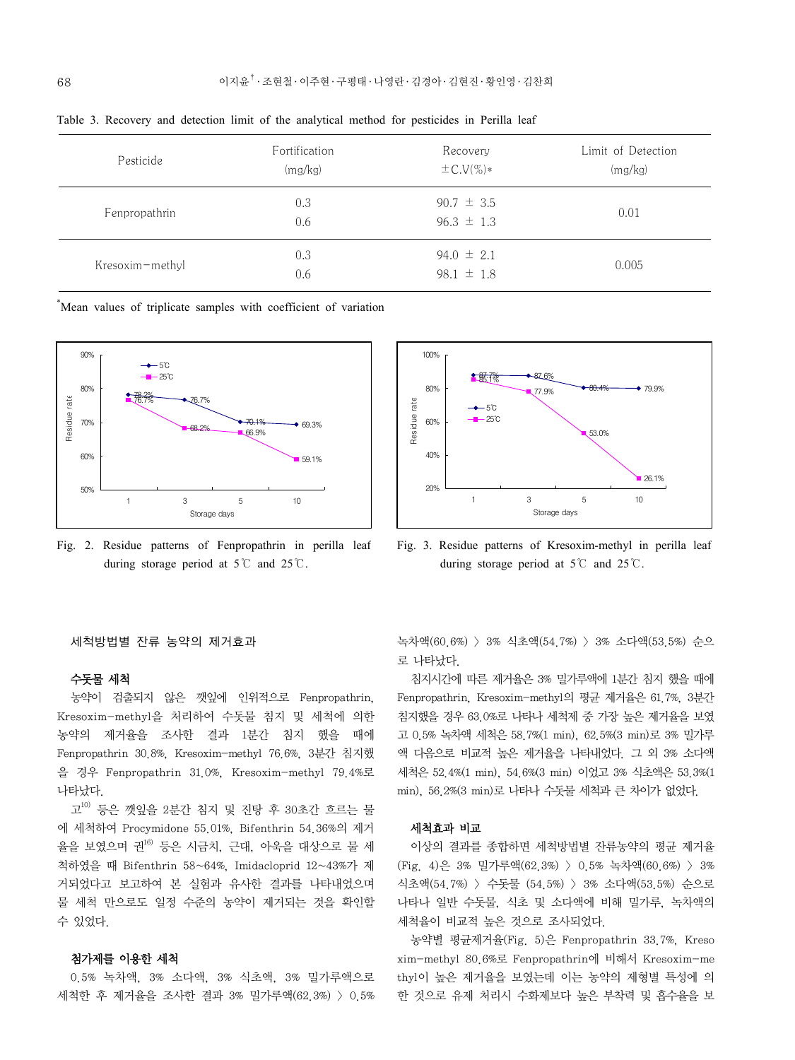Table 3. Recovery and detection limit of the analytical method for pesticides in Perilla leaf

| Pesticide | Fortification (mg/kg) | Recovery ±C.V(%)* | Limit of Detection (mg/kg) |
|---|---|---|---|
| Fenpropathrin | 0.3 | 90.7 ± 3.5 | 0.01 |
| | 0.6 | 96.3 ± 1.3 | |
| Kresoxim-methyl | 0.3 | 94.0 ± 2.1 | 0.005 |
| | 0.6 | 98.1 ± 1.8 | |

*Mean values of triplicate samples with coefficient of variation

Fig. 2. Residue patterns of Fenpropathrin in perilla leaf during storage period at 5℃ and 25℃.

Fig. 3. Residue patterns of Kresoxim-methyl in perilla leaf during storage period at 5℃ and 25℃.

### 세척방법별 잔류 농약의 제거효과

#### 수돗물 세척

농약이 검출되지 않은 깻잎에 인위적으로 Fenpropathrin, Kresoxim-methyl을 처리하여 수돗물 침지 및 세척에 의한 농약의 제거율을 조사한 결과 1분간 침지 했을 때에 Fenpropathrin 30.8%, Kresoxim-methyl 76.6%, 3분간 침지했을 경우 Fenpropathrin 31.0%, Kresoxim-methyl 79.4%로 나타났다.

고[10] 등은 깻잎을 2분간 침지 및 진탕 후 30초간 흐르는 물에 세척하여 Procymidone 55.01%, Bifenthrin 54.36%의 제거율을 보였으며 권[16] 등은 시금치, 근대, 아욱을 대상으로 물 세척하였을 때 Bifenthrin 58~64%, Imidacloprid 12~43%가 제거되었다고 보고하여 본 실험과 유사한 결과를 나타내었으며 물 세척 만으로도 일정 수준의 농약이 제거되는 것을 확인할 수 있었다.

#### 첨가제를 이용한 세척

0.5% 녹차액, 3% 소다액, 3% 식초액, 3% 밀가루액으로 세척한 후 제거율을 조사한 결과 3% 밀가루액(62.3%) 〉 0.5% 녹차액(60.6%) 〉 3% 식초액(54.7%) 〉 3% 소다액(53.5%) 순으로 나타났다.

침지시간에 따른 제거율은 3% 밀가루액에 1분간 침지 했을 때에 Fenpropathrin, Kresoxim-methyl의 평균 제거율은 61.7%, 3분간 침지했을 경우 63.0%로 나타나 세척제 중 가장 높은 제거율을 보였고 0.5% 녹차액 세척은 58.7%(1 min), 62.5%(3 min)로 3% 밀가루액 다음으로 비교적 높은 제거율을 나타내었다. 그 외 3% 소다액 세척은 52.4%(1 min), 54.6%(3 min) 이었고 3% 식초액은 53.3%(1 min), 56.2%(3 min)로 나타나 수돗물 세척과 큰 차이가 없었다.

#### 세척효과 비교

이상의 결과를 종합하면 세척방법별 잔류농약의 평균 제거율(Fig. 4)은 3% 밀가루액(62.3%) 〉 0.5% 녹차액(60.6%) 〉 3% 식초액(54.7%) 〉 수돗물 (54.5%) 〉 3% 소다액(53.5%) 순으로 나타나 일반 수돗물, 식초 및 소다액에 비해 밀가루, 녹차액의 세척율이 비교적 높은 것으로 조사되었다.

농약별 평균제거율(Fig. 5)은 Fenpropathrin 33.7%, Kresoxim-methyl 80.6%로 Fenpropathrin에 비해서 Kresoxim-methyl이 높은 제거율을 보였는데 이는 농약의 제형별 특성에 의한 것으로 유제 처리시 수화제보다 높은 부착력 및 흡수율을 보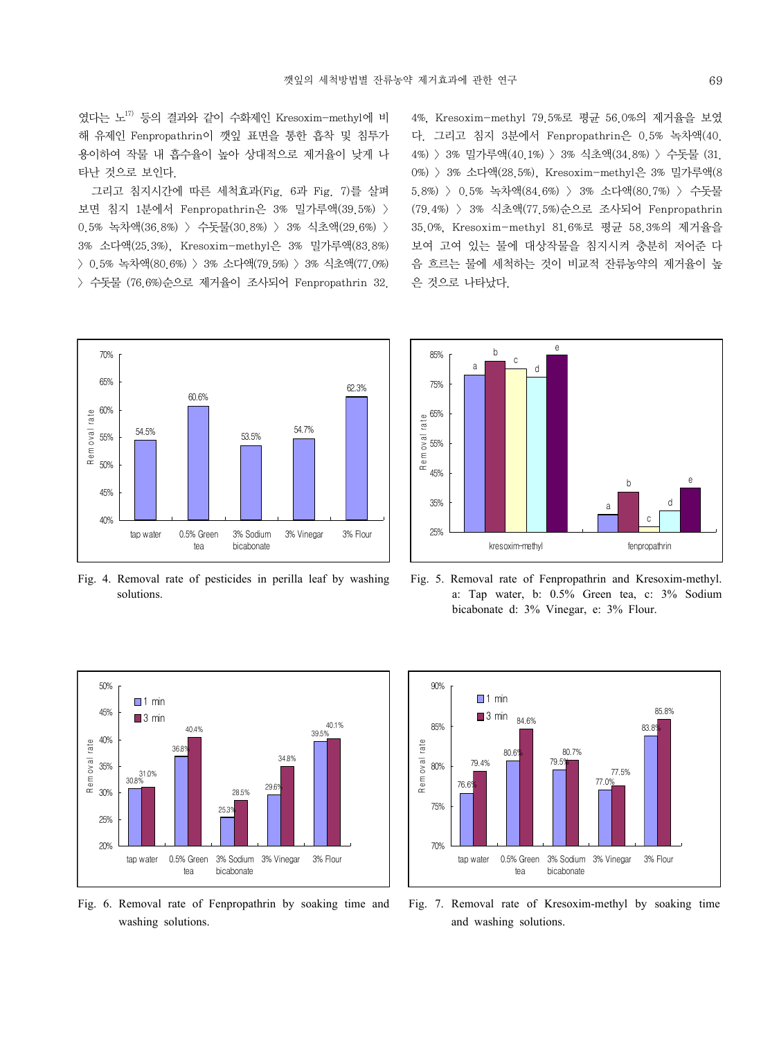였다는 노[17] 등의 결과와 같이 수화제인 Kresoxim-methyl에 비해 유제인 Fenpropathrin이 깻잎 표면을 통한 흡착 및 침투가 용이하여 작물 내 흡수율이 높아 상대적으로 제거율이 낮게 나타난 것으로 보인다.

그리고 침지시간에 따른 세척효과(Fig. 6과 Fig. 7)를 살펴보면 침지 1분에서 Fenpropathrin은 3% 밀가루액(39.5%) 〉 0.5% 녹차액(36.8%) 〉 수돗물(30.8%) 〉 3% 식초액(29.6%) 〉 3% 소다액(25.3%), Kresoxim-methyl은 3% 밀가루액(83.8%) 〉 0.5% 녹차액(80.6%) 〉 3% 소다액(79.5%) 〉 3% 식초액(77.0%) 〉 수돗물 (76.6%)순으로 제거율이 조사되어 Fenpropathrin 32.4%, Kresoxim-methyl 79.5%로 평균 56.0%의 제거율을 보였다. 그리고 침지 3분에서 Fenpropathrin은 0.5% 녹차액(40.4%) 〉 3% 밀가루액(40.1%) 〉 3% 식초액(34.8%) 〉 수돗물 (31.0%) 〉 3% 소다액(28.5%), Kresoxim-methyl은 3% 밀가루액(85.8%) 〉 0.5% 녹차액(84.6%) 〉 3% 소다액(80.7%) 〉 수돗물(79.4%) 〉 3% 식초액(77.5%)순으로 조사되어 Fenpropathrin 35.0%, Kresoxim-methyl 81.6%로 평균 58.3%의 제거율을 보여 고여 있는 물에 대상작물을 침지시켜 충분히 저어준 다음 흐르는 물에 세척하는 것이 비교적 잔류농약의 제거율이 높은 것으로 나타났다.

Fig. 4. Removal rate of pesticides in perilla leaf by washing solutions.

Fig. 5. Removal rate of Fenpropathrin and Kresoxim-methyl. a: Tap water, b: 0.5% Green tea, c: 3% Sodium bicabonate d: 3% Vinegar, e: 3% Flour.

Fig. 6. Removal rate of Fenpropathrin by soaking time and washing solutions.

Fig. 7. Removal rate of Kresoxim-methyl by soaking time and washing solutions.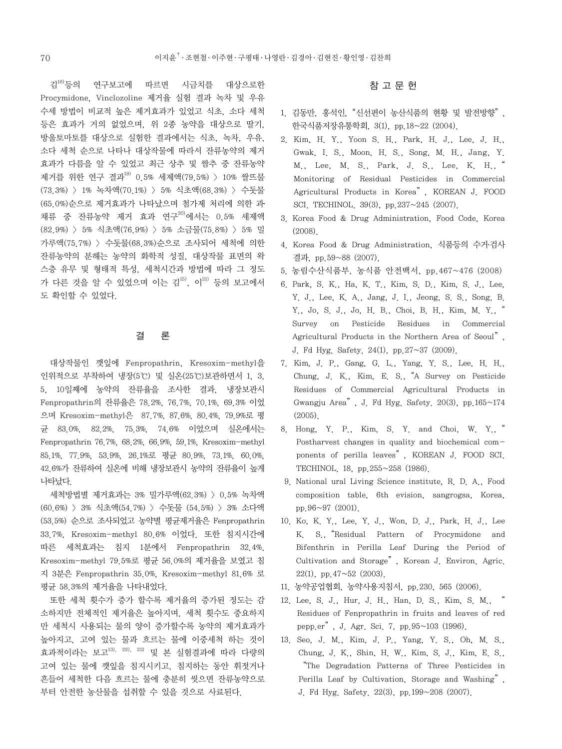김[18]등의 연구보고에 따르면 시금치를 대상으로한 Procymidone, Vinclozoline 제거율 실험 결과 녹차 및 우유 수세 방법이 비교적 높은 제거효과가 있었고 식초, 소다 세척 등은 효과가 거의 없었으며, 위 2종 농약을 대상으로 딸기, 방울토마토를 대상으로 실험한 결과에서는 식초, 녹차, 우유, 소다 세척 순으로 나타나 대상작물에 따라서 잔류농약의 제거 효과가 다름을 알 수 있었고 최근 상추 및 쌈추 중 잔류농약 제거를 위한 연구 결과[19] 0.5% 세제액(79.5%) > 10% 쌀뜨물(73.3%) > 1% 녹차액(70.1%) > 5% 식초액(68.3%) > 수돗물(65.0%)순으로 제거효과가 나타났으며 첨가제 처리에 의한 과채류 중 잔류농약 제거 효과 연구[20]에서는 0.5% 세제액(82.9%) > 5% 식초액(76.9%) > 5% 소금물(75.8%) > 5% 밀가루액(75.7%) > 수돗물(68.3%)순으로 조사되어 세척에 의한 잔류농약의 분해는 농약의 화학적 성질, 대상작물 표면의 왁스층 유무 및 형태적 특성, 세척시간과 방법에 따라 그 정도가 다른 것을 알 수 있었으며 이는 김[15], 이[21] 등의 보고에서도 확인할 수 있었다.

## 결 론

대상작물인 깻잎에 Fenpropathrin, Kresoxim-methyl을 인위적으로 부착하여 냉장(5℃) 및 실온(25℃)보관하면서 1, 3, 5, 10일째에 농약의 잔류율을 조사한 결과, 냉장보관시 Fenpropathrin의 잔류율은 78.2%, 76.7%, 70.1%, 69.3% 이었으며 Kresoxim-methyl은 87.7%, 87.6%, 80.4%, 79.9%로 평균 83.0%, 82.2%, 75.3%, 74.6% 이었으며 실온에서는 Fenpropathrin 76.7%, 68.2%, 66.9%, 59.1%, Kresoxim-methyl 85.1%, 77.9%, 53.9%, 26.1%로 평균 80.9%, 73.1%, 60.0%, 42.6%가 잔류하여 실온에 비해 냉장보관시 농약의 잔류율이 높게 나타났다.

세척방법별 제거효과는 3% 밀가루액(62.3%) > 0.5% 녹차액(60.6%) > 3% 식초액(54.7%) > 수돗물 (54.5%) > 3% 소다액(53.5%) 순으로 조사되었고 농약별 평균제거율은 Fenpropathrin 33.7%, Kresoxim-methyl 80.6% 이었다. 또한 침지시간에 따른 세척효과는 침지 1분에서 Fenpropathrin 32.4%, Kresoxim-methyl 79.5%로 평균 56.0%의 제거율을 보였고 침지 3분은 Fenpropathrin 35.0%, Kresoxim-methyl 81.6% 로 평균 58.3%의 제거율을 나타내었다.

또한 세척 횟수가 증가 할수록 제거율의 증가된 정도는 감소하지만 전체적인 제거율은 높아지며, 세척 횟수도 중요하지만 세척시 사용되는 물의 양이 증가할수록 농약의 제거효과가 높아지고, 고여 있는 물과 흐르는 물에 이중세척 하는 것이 효과적이라는 보고[13, 22, 23] 및 본 실험결과에 따라 다량의 고여 있는 물에 깻잎을 침지시키고, 침지하는 동안 휘젓거나 흔들어 세척한 다음 흐르는 물에 충분히 씻으면 잔류농약으로부터 안전한 농산물을 섭취할 수 있을 것으로 사료된다.

## 참 고 문 헌

1. 김동만, 홍석인, "신선편이 농산식품의 현황 및 발전방향", 한국식품저장유통학회, 3(1), pp.18~22 (2004).
2. Kim, H. Y., Yoon S. H., Park, H. J., Lee, J. H., Gwak, I. S., Moon, H. S., Song, M. H., Jang, Y. M., Lee, M. S., Park, J. S., Lee, K. H., "Monitoring of Residual Pesticides in Commercial Agricultural Products in Korea", KOREAN J. FOOD SCI. TECHINOL. 39(3), pp.237~245 (2007).
3. Korea Food & Drug Administration, Food Code, Korea (2008).
4. Korea Food & Drug Administration, 식품등의 수거·검사 결과, pp.59~88 (2007).
5. 농림수산식품부, 농식품 안전백서, pp.467~476 (2008)
6. Park, S. K., Ha, K. T., Kim, S. D., Kim, S. J., Lee, Y. J., Lee, K. A., Jang, J. I., Jeong, S. S., Song, B. Y., Jo, S. J., Jo, H. B., Choi, B. H., Kim, M. Y., "Survey on Pesticide Residues in Commercial Agricultural Products in the Northern Area of Seoul", J. Fd Hyg. Safety. 24(1), pp.27~37 (2009).
7. Kim, J. P., Gang, G. L., Yang, Y. S., Lee, H. H., Chung, J. K., Kim, E. S., "A Survey on Pesticide Residues of Commercial Agricultural Products in Gwangju Area", J. Fd Hyg. Safety. 20(3), pp.165~174 (2005).
8. Hong, Y. P., Kim, S. Y. and Choi, W. Y., "Postharvest changes in quality and biochemical com-ponents of perilla leaves", KOREAN J. FOOD SCI. TECHINOL. 18, pp.255~258 (1986).
9. National ural Living Science institute, R. D. A., Food composition table, 6th evision, sangrogsa, Korea, pp.96~97 (2001).
10. Ko, K. Y., Lee, Y. J., Won, D. J., Park, H. J., Lee K. S., "Residual Pattern of Procymidone and Bifenthrin in Perilla Leaf During the Period of Cultivation and Storage", Korean J. Environ. Agric. 22(1), pp.47~52 (2003).
11. 농약공업협회, 농약사용지침서, pp.230, 565 (2006).
12. Lee, S. J., Hur, J. H., Han, D. S., Kim, S. M., "Residues of Fenpropathrin in fruits and leaves of red pepp.er", J. Agr. Sci. 7, pp.95~103 (1996).
13. Seo, J. M., Kim, J. P., Yang, Y. S., Oh, M. S., Chung, J. K., Shin, H. W., Kim, S. J., Kim, E. S., "The Degradation Patterns of Three Pesticides in Perilla Leaf by Cultivation, Storage and Washing", J. Fd Hyg. Safety. 22(3), pp.199~208 (2007).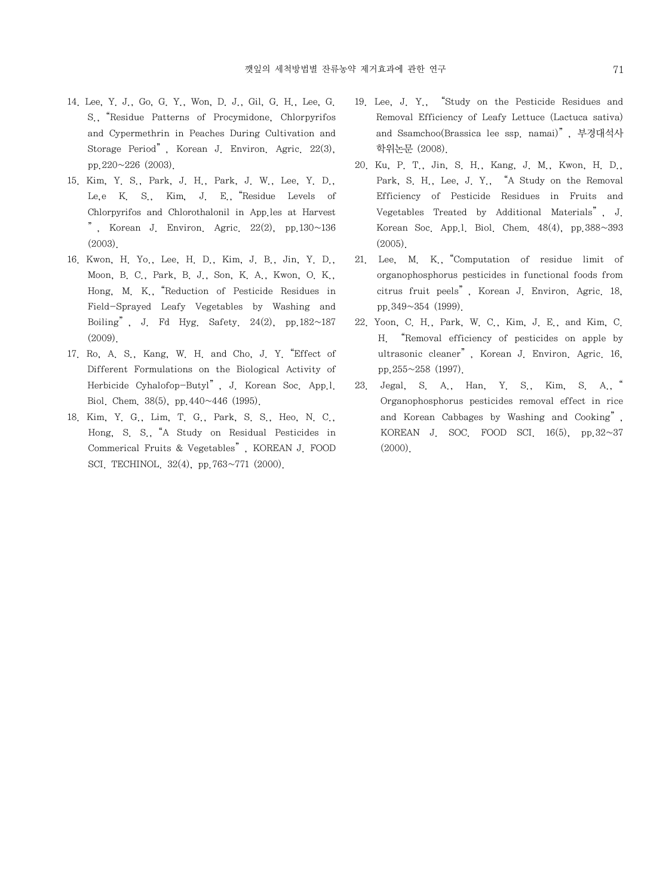14. Lee, Y. J., Go, G. Y., Won, D. J., Gil, G. H., Lee, G. S., "Residue Patterns of Procymidone, Chlorpyrifos and Cypermethrin in Peaches During Cultivation and Storage Period", Korean J. Environ. Agric. 22(3), pp.220~226 (2003).
15. Kim, Y. S., Park, J. H., Park, J. W., Lee, Y. D., Le,e K. S., Kim, J. E., "Residue Levels of Chlorpyrifos and Chlorothalonil in App.les at Harvest", Korean J. Environ. Agric. 22(2), pp.130~136 (2003).
16. Kwon, H. Yo., Lee, H. D., Kim, J. B., Jin, Y. D., Moon, B. C., Park, B. J., Son, K. A., Kwon, O. K., Hong, M. K., "Reduction of Pesticide Residues in Field-Sprayed Leafy Vegetables by Washing and Boiling", J. Fd Hyg. Safety. 24(2), pp.182~187 (2009).
17. Ro, A. S., Kang, W. H. and Cho, J. Y. "Effect of Different Formulations on the Biological Activity of Herbicide Cyhalofop-Butyl", J. Korean Soc. App.l. Biol. Chem. 38(5), pp.440~446 (1995).
18. Kim, Y. G., Lim, T. G., Park, S. S., Heo, N. C., Hong, S. S., "A Study on Residual Pesticides in Commerical Fruits & Vegetables", KOREAN J. FOOD SCI. TECHINOL. 32(4), pp.763~771 (2000).
19. Lee, J. Y., "Study on the Pesticide Residues and Removal Efficiency of Leafy Lettuce (Lactuca sativa) and Ssamchoo(Brassica lee ssp. namai)", 부경대석사학위논문 (2008).
20. Ku, P. T., Jin, S. H., Kang, J. M., Kwon, H. D., Park, S. H., Lee, J. Y., "A Study on the Removal Efficiency of Pesticide Residues in Fruits and Vegetables Treated by Additional Materials", J. Korean Soc. App.l. Biol. Chem. 48(4), pp.388~393 (2005).
21. Lee, M. K., "Computation of residue limit of organophosphorus pesticides in functional foods from citrus fruit peels", Korean J. Environ. Agric. 18, pp.349~354 (1999).
22. Yoon, C. H., Park, W. C., Kim, J. E., and Kim, C. H. "Removal efficiency of pesticides on apple by ultrasonic cleaner", Korean J. Environ. Agric. 16, pp.255~258 (1997).
23. Jegal, S. A., Han, Y. S., Kim, S. A., "Organophosphorus pesticides removal effect in rice and Korean Cabbages by Washing and Cooking", KOREAN J. SOC. FOOD SCI. 16(5), pp.32~37 (2000).